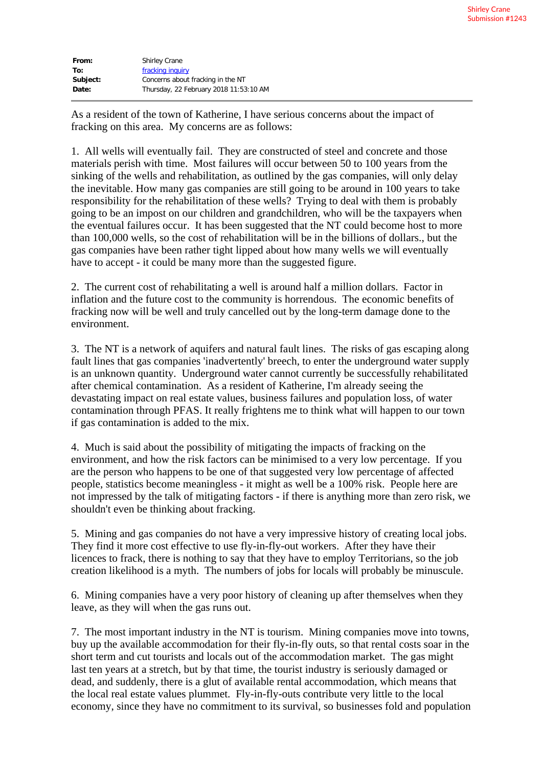Shirley Crane
Submission #1243

**From:** Shirley Crane
**To:** [fracking inquiry]()
**Subject:** Concerns about fracking in the NT
**Date:** Thursday, 22 February 2018 11:53:10 AM

---

As a resident of the town of Katherine, I have serious concerns about the impact of fracking on this area. My concerns are as follows:

1. All wells will eventually fail. They are constructed of steel and concrete and those materials perish with time. Most failures will occur between 50 to 100 years from the sinking of the wells and rehabilitation, as outlined by the gas companies, will only delay the inevitable. How many gas companies are still going to be around in 100 years to take responsibility for the rehabilitation of these wells? Trying to deal with them is probably going to be an impost on our children and grandchildren, who will be the taxpayers when the eventual failures occur. It has been suggested that the NT could become host to more than 100,000 wells, so the cost of rehabilitation will be in the billions of dollars., but the gas companies have been rather tight lipped about how many wells we will eventually have to accept - it could be many more than the suggested figure.

2. The current cost of rehabilitating a well is around half a million dollars. Factor in inflation and the future cost to the community is horrendous. The economic benefits of fracking now will be well and truly cancelled out by the long-term damage done to the environment.

3. The NT is a network of aquifers and natural fault lines. The risks of gas escaping along fault lines that gas companies 'inadvertently' breech, to enter the underground water supply is an unknown quantity. Underground water cannot currently be successfully rehabilitated after chemical contamination. As a resident of Katherine, I'm already seeing the devastating impact on real estate values, business failures and population loss, of water contamination through PFAS. It really frightens me to think what will happen to our town if gas contamination is added to the mix.

4. Much is said about the possibility of mitigating the impacts of fracking on the environment, and how the risk factors can be minimised to a very low percentage. If you are the person who happens to be one of that suggested very low percentage of affected people, statistics become meaningless - it might as well be a 100% risk. People here are not impressed by the talk of mitigating factors - if there is anything more than zero risk, we shouldn't even be thinking about fracking.

5. Mining and gas companies do not have a very impressive history of creating local jobs. They find it more cost effective to use fly-in-fly-out workers. After they have their licences to frack, there is nothing to say that they have to employ Territorians, so the job creation likelihood is a myth. The numbers of jobs for locals will probably be minuscule.

6. Mining companies have a very poor history of cleaning up after themselves when they leave, as they will when the gas runs out.

7. The most important industry in the NT is tourism. Mining companies move into towns, buy up the available accommodation for their fly-in-fly outs, so that rental costs soar in the short term and cut tourists and locals out of the accommodation market. The gas might last ten years at a stretch, but by that time, the tourist industry is seriously damaged or dead, and suddenly, there is a glut of available rental accommodation, which means that the local real estate values plummet. Fly-in-fly-outs contribute very little to the local economy, since they have no commitment to its survival, so businesses fold and population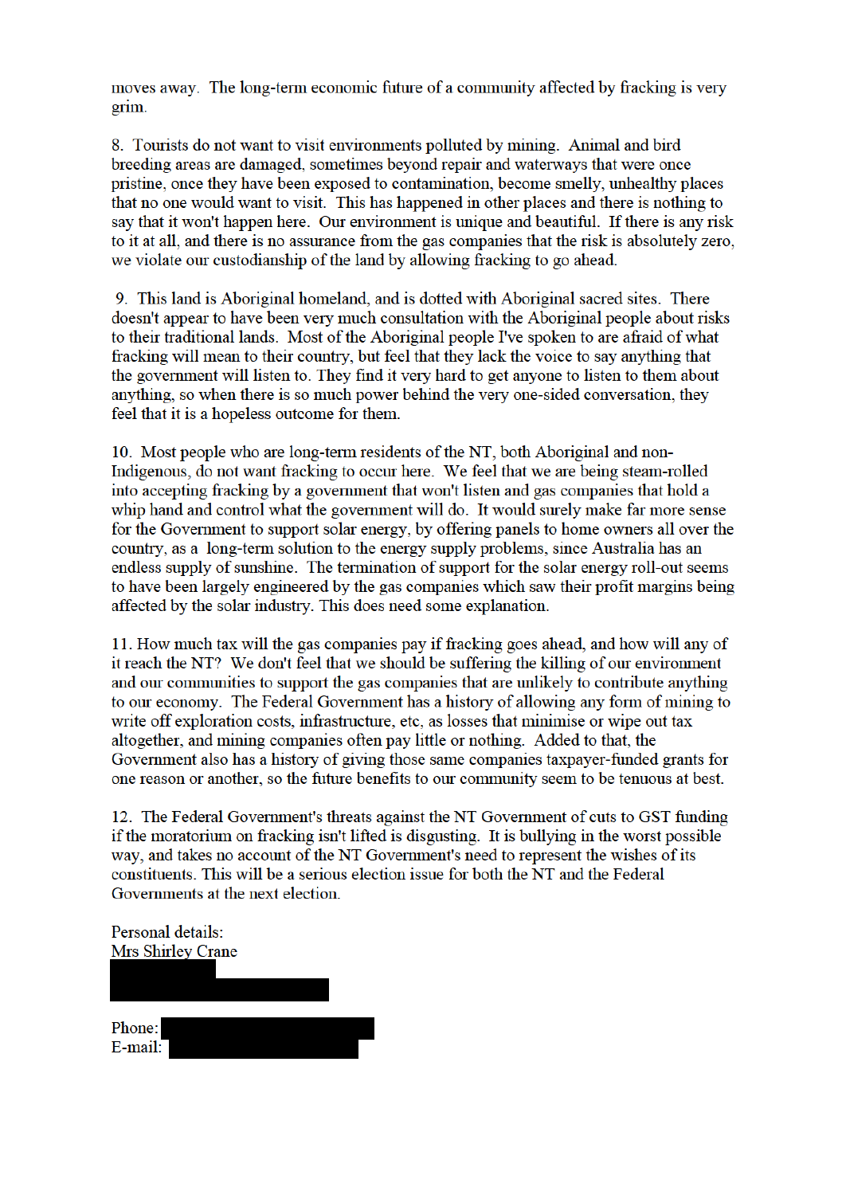moves away. The long-term economic future of a community affected by fracking is very grim.

8. Tourists do not want to visit environments polluted by mining. Animal and bird breeding areas are damaged, sometimes beyond repair and waterways that were once pristine, once they have been exposed to contamination, become smelly, unhealthy places that no one would want to visit. This has happened in other places and there is nothing to say that it won't happen here. Our environment is unique and beautiful. If there is any risk to it at all, and there is no assurance from the gas companies that the risk is absolutely zero, we violate our custodianship of the land by allowing fracking to go ahead.

9. This land is Aboriginal homeland, and is dotted with Aboriginal sacred sites. There doesn't appear to have been very much consultation with the Aboriginal people about risks to their traditional lands. Most of the Aboriginal people I've spoken to are afraid of what fracking will mean to their country, but feel that they lack the voice to say anything that the government will listen to. They find it very hard to get anyone to listen to them about anything, so when there is so much power behind the very one-sided conversation, they feel that it is a hopeless outcome for them.

10. Most people who are long-term residents of the NT, both Aboriginal and non-Indigenous, do not want fracking to occur here. We feel that we are being steam-rolled into accepting fracking by a government that won't listen and gas companies that hold a whip hand and control what the government will do. It would surely make far more sense for the Government to support solar energy, by offering panels to home owners all over the country, as a long-term solution to the energy supply problems, since Australia has an endless supply of sunshine. The termination of support for the solar energy roll-out seems to have been largely engineered by the gas companies which saw their profit margins being affected by the solar industry. This does need some explanation.

11. How much tax will the gas companies pay if fracking goes ahead, and how will any of it reach the NT? We don't feel that we should be suffering the killing of our environment and our communities to support the gas companies that are unlikely to contribute anything to our economy. The Federal Government has a history of allowing any form of mining to write off exploration costs, infrastructure, etc, as losses that minimise or wipe out tax altogether, and mining companies often pay little or nothing. Added to that, the Government also has a history of giving those same companies taxpayer-funded grants for one reason or another, so the future benefits to our community seem to be tenuous at best.

12. The Federal Government's threats against the NT Government of cuts to GST funding if the moratorium on fracking isn't lifted is disgusting. It is bullying in the worst possible way, and takes no account of the NT Government's need to represent the wishes of its constituents. This will be a serious election issue for both the NT and the Federal Governments at the next election.

Personal details:
Mrs Shirley Crane

Phone:
E-mail: